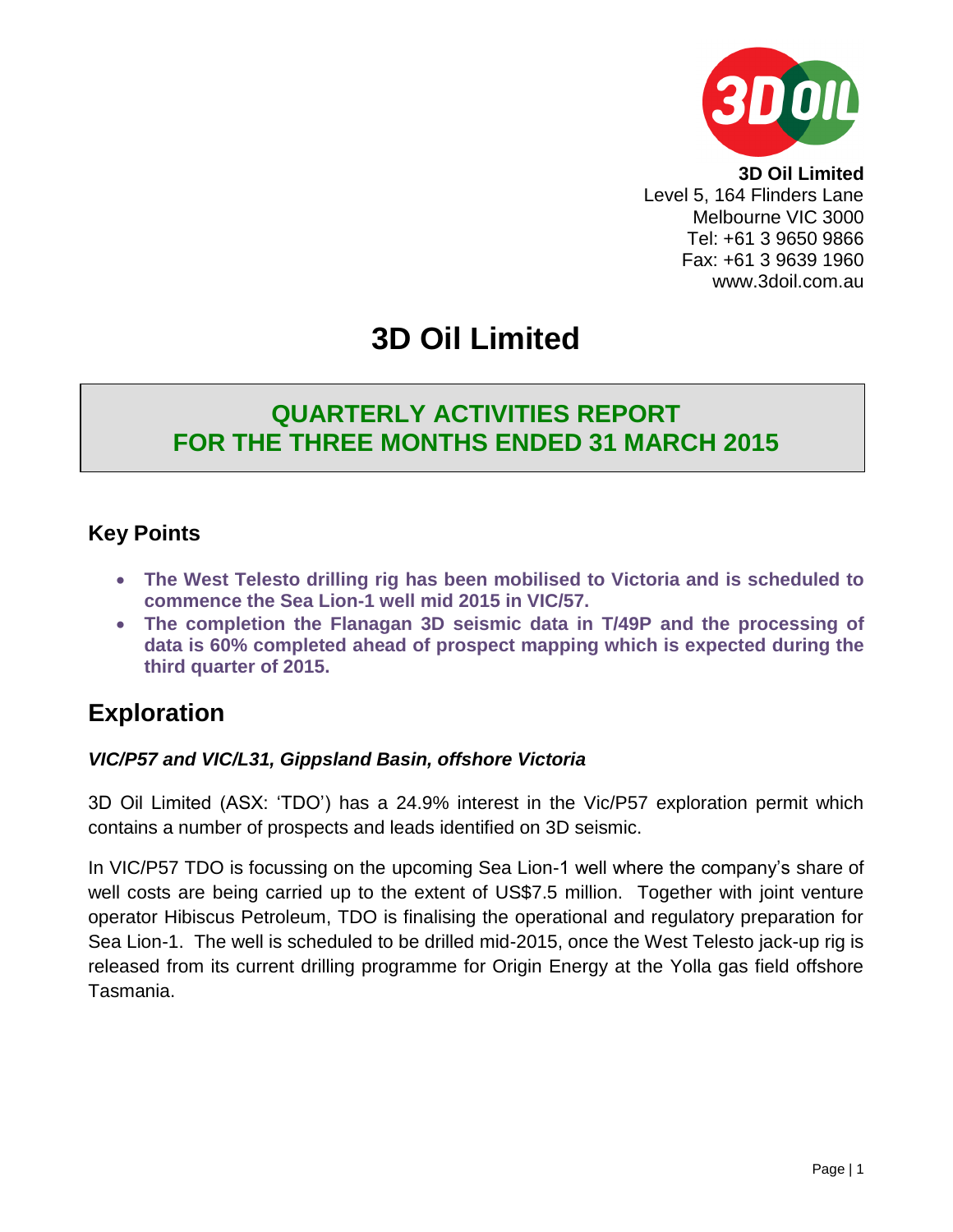**3D Oil Limited**
Level 5, 164 Flinders Lane
Melbourne VIC 3000
Tel: +61 3 9650 9866
Fax: +61 3 9639 1960
www.3doil.com.au

# 3D Oil Limited

## QUARTERLY ACTIVITIES REPORT FOR THE THREE MONTHS ENDED 31 MARCH 2015

### Key Points

- **The West Telesto drilling rig has been mobilised to Victoria and is scheduled to commence the Sea Lion-1 well mid 2015 in VIC/57.**
- **The completion the Flanagan 3D seismic data in T/49P and the processing of data is 60% completed ahead of prospect mapping which is expected during the third quarter of 2015.**

## Exploration

***VIC/P57 and VIC/L31, Gippsland Basin, offshore Victoria***

3D Oil Limited (ASX: 'TDO') has a 24.9% interest in the Vic/P57 exploration permit which contains a number of prospects and leads identified on 3D seismic.

In VIC/P57 TDO is focussing on the upcoming Sea Lion-1 well where the company's share of well costs are being carried up to the extent of US$7.5 million. Together with joint venture operator Hibiscus Petroleum, TDO is finalising the operational and regulatory preparation for Sea Lion-1. The well is scheduled to be drilled mid-2015, once the West Telesto jack-up rig is released from its current drilling programme for Origin Energy at the Yolla gas field offshore Tasmania.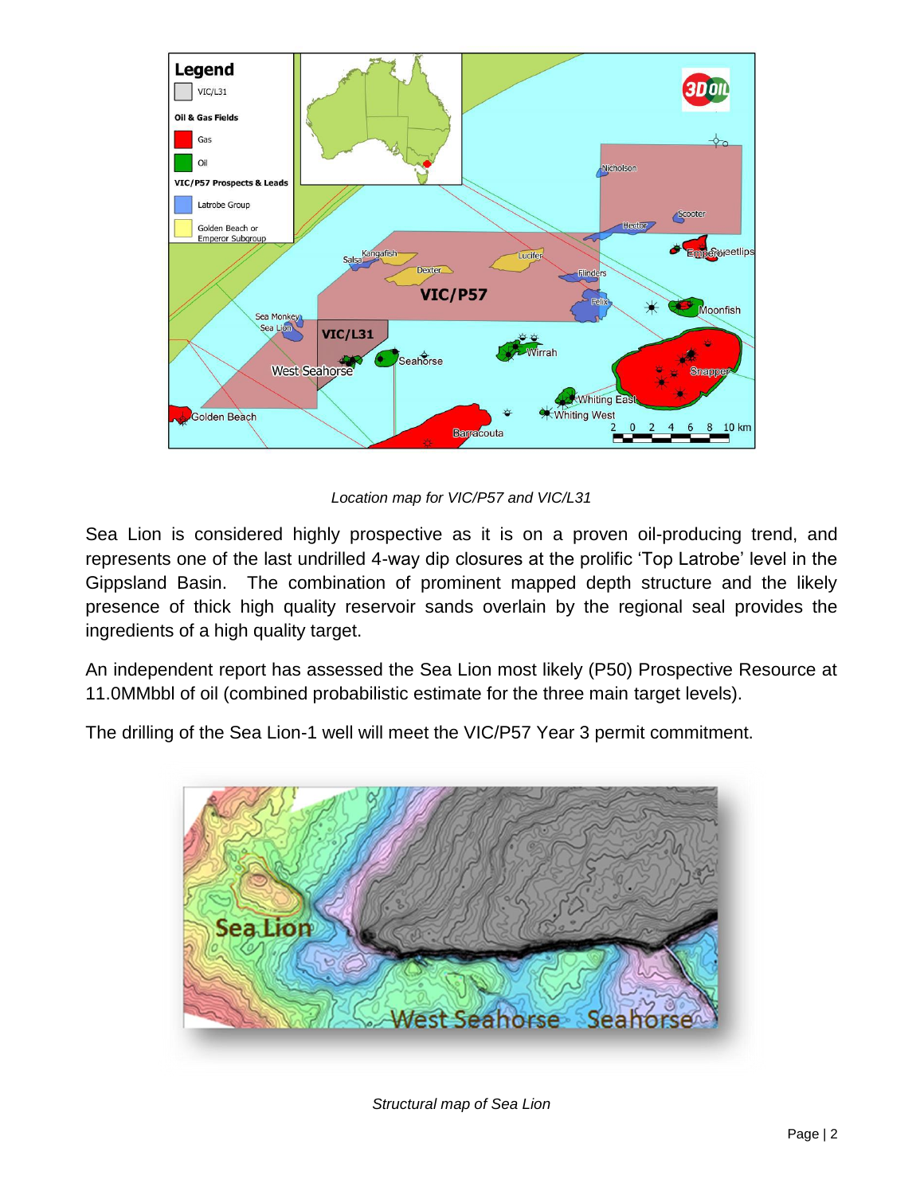*Location map for VIC/P57 and VIC/L31*

Sea Lion is considered highly prospective as it is on a proven oil-producing trend, and represents one of the last undrilled 4-way dip closures at the prolific 'Top Latrobe' level in the Gippsland Basin. The combination of prominent mapped depth structure and the likely presence of thick high quality reservoir sands overlain by the regional seal provides the ingredients of a high quality target.

An independent report has assessed the Sea Lion most likely (P50) Prospective Resource at 11.0MMbbl of oil (combined probabilistic estimate for the three main target levels).

The drilling of the Sea Lion-1 well will meet the VIC/P57 Year 3 permit commitment.

*Structural map of Sea Lion*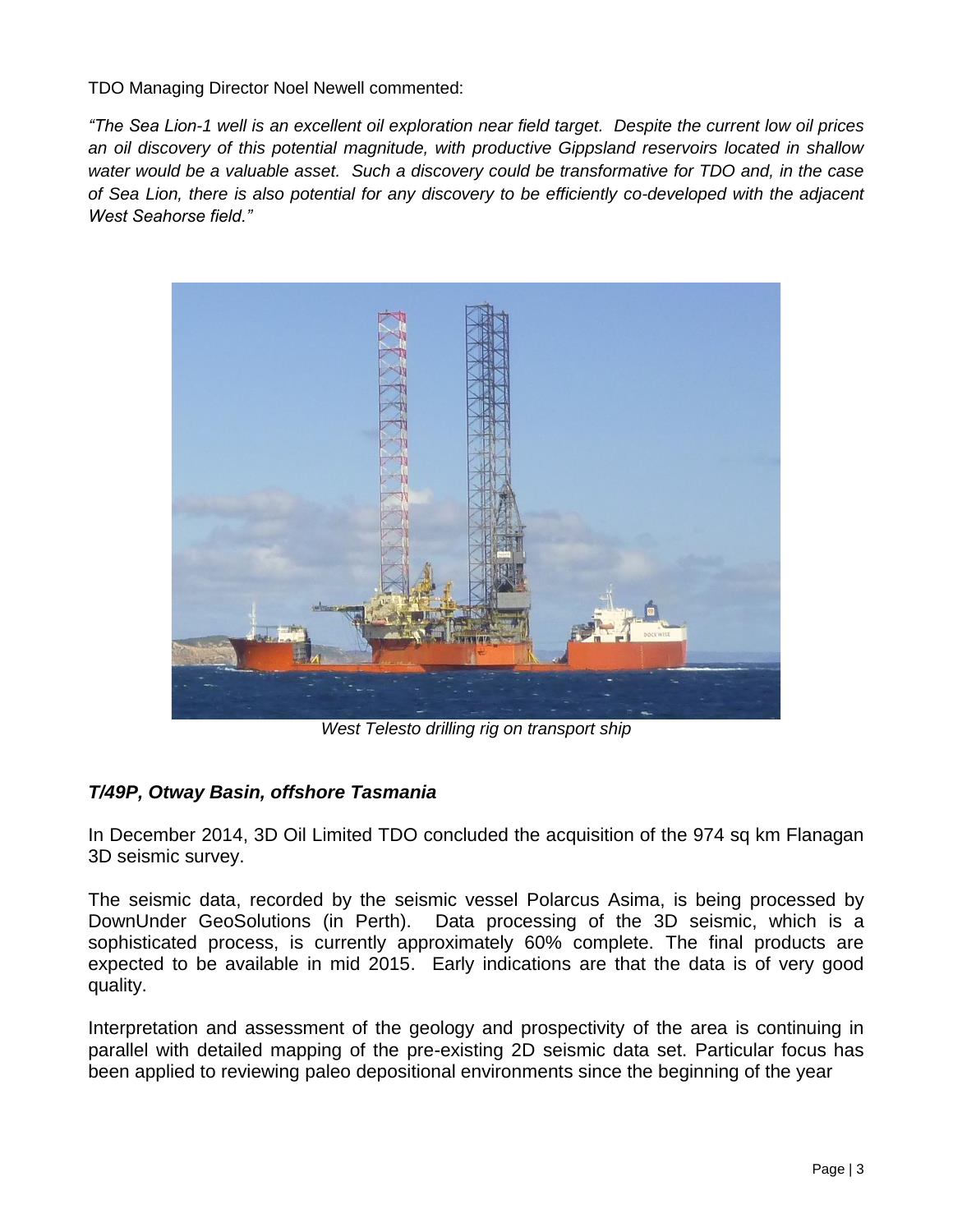TDO Managing Director Noel Newell commented:

*"The Sea Lion-1 well is an excellent oil exploration near field target. Despite the current low oil prices an oil discovery of this potential magnitude, with productive Gippsland reservoirs located in shallow water would be a valuable asset. Such a discovery could be transformative for TDO and, in the case of Sea Lion, there is also potential for any discovery to be efficiently co-developed with the adjacent West Seahorse field."*

*West Telesto drilling rig on transport ship*

### *T/49P, Otway Basin, offshore Tasmania*

In December 2014, 3D Oil Limited TDO concluded the acquisition of the 974 sq km Flanagan 3D seismic survey.

The seismic data, recorded by the seismic vessel Polarcus Asima, is being processed by DownUnder GeoSolutions (in Perth). Data processing of the 3D seismic, which is a sophisticated process, is currently approximately 60% complete. The final products are expected to be available in mid 2015. Early indications are that the data is of very good quality.

Interpretation and assessment of the geology and prospectivity of the area is continuing in parallel with detailed mapping of the pre-existing 2D seismic data set. Particular focus has been applied to reviewing paleo depositional environments since the beginning of the year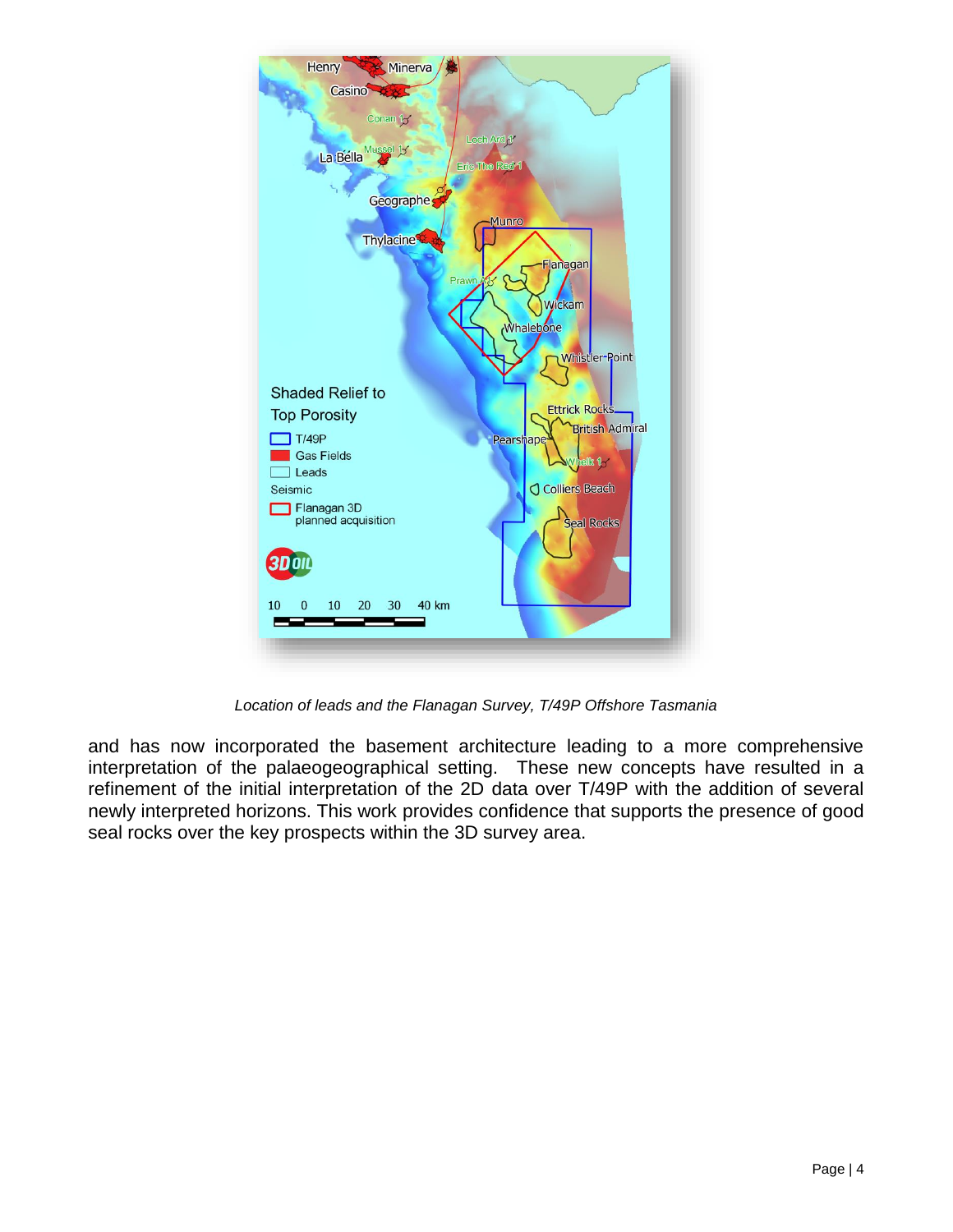*Location of leads and the Flanagan Survey, T/49P Offshore Tasmania*

and has now incorporated the basement architecture leading to a more comprehensive interpretation of the palaeogeographical setting. These new concepts have resulted in a refinement of the initial interpretation of the 2D data over T/49P with the addition of several newly interpreted horizons. This work provides confidence that supports the presence of good seal rocks over the key prospects within the 3D survey area.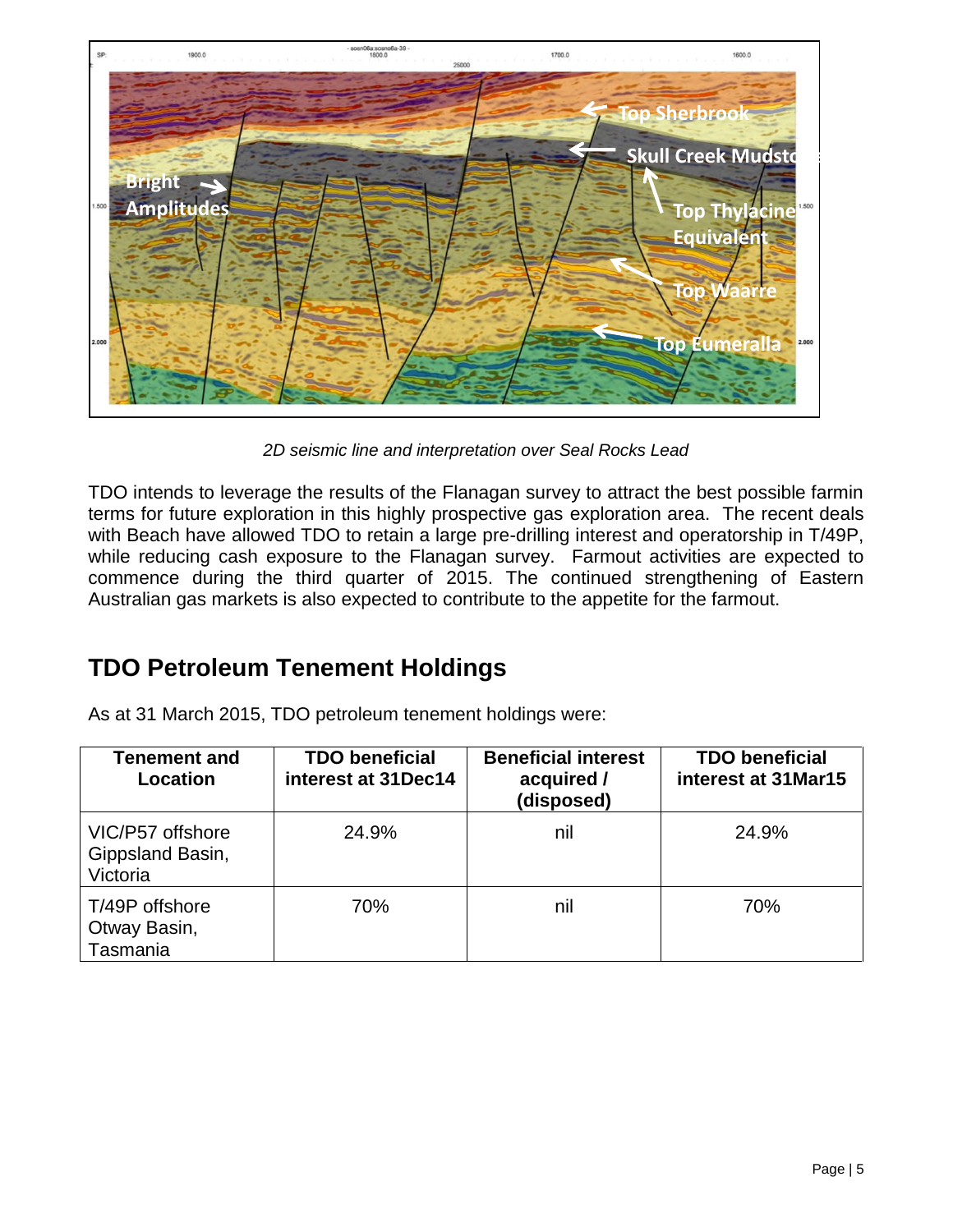*2D seismic line and interpretation over Seal Rocks Lead*

TDO intends to leverage the results of the Flanagan survey to attract the best possible farmin terms for future exploration in this highly prospective gas exploration area. The recent deals with Beach have allowed TDO to retain a large pre-drilling interest and operatorship in T/49P, while reducing cash exposure to the Flanagan survey. Farmout activities are expected to commence during the third quarter of 2015. The continued strengthening of Eastern Australian gas markets is also expected to contribute to the appetite for the farmout.

## TDO Petroleum Tenement Holdings

As at 31 March 2015, TDO petroleum tenement holdings were:

| Tenement and Location | TDO beneficial interest at 31Dec14 | Beneficial interest acquired / (disposed) | TDO beneficial interest at 31Mar15 |
|---|---|---|---|
| VIC/P57 offshore Gippsland Basin, Victoria | 24.9% | nil | 24.9% |
| T/49P offshore Otway Basin, Tasmania | 70% | nil | 70% |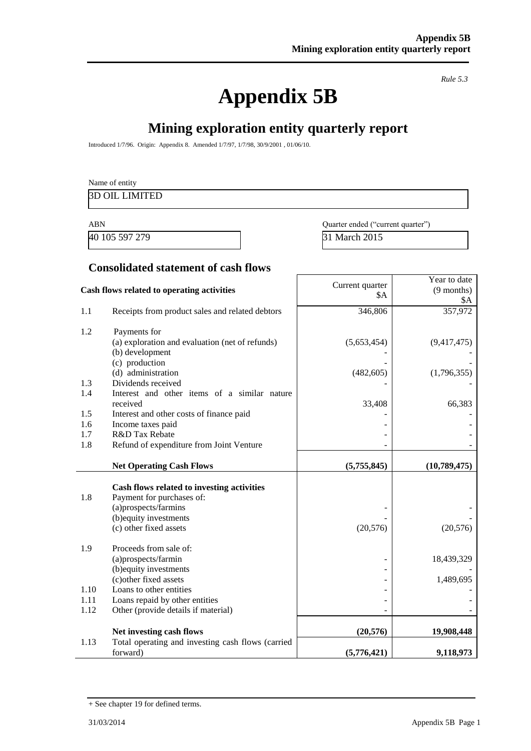*Rule 5.3*

# Appendix 5B

## Mining exploration entity quarterly report

Introduced 1/7/96. Origin: Appendix 8. Amended 1/7/97, 1/7/98, 30/9/2001 , 01/06/10.

Name of entity

3D OIL LIMITED

| ABN | Quarter ended ("current quarter") |
|---|---|
| 40 105 597 279 | 31 March 2015 |

### Consolidated statement of cash flows

| | **Cash flows related to operating activities** | Current quarter $A | Year to date (9 months) $A |
|---|---|---|---|
| 1.1 | Receipts from product sales and related debtors | 346,806 | 357,972 |
| 1.2 | Payments for | | |
| | (a) exploration and evaluation (net of refunds) | (5,653,454) | (9,417,475) |
| | (b) development | - | - |
| | (c) production | - | - |
| | (d) administration | (482,605) | (1,796,355) |
| 1.3 | Dividends received | - | - |
| 1.4 | Interest and other items of a similar nature received | 33,408 | 66,383 |
| 1.5 | Interest and other costs of finance paid | - | - |
| 1.6 | Income taxes paid | - | - |
| 1.7 | R&D Tax Rebate | - | - |
| 1.8 | Refund of expenditure from Joint Venture | - | - |
| | **Net Operating Cash Flows** | **(5,755,845)** | **(10,789,475)** |
| | **Cash flows related to investing activities** | | |
| 1.8 | Payment for purchases of: | | |
| | (a)prospects/farmins | - | - |
| | (b)equity investments | - | - |
| | (c) other fixed assets | (20,576) | (20,576) |
| 1.9 | Proceeds from sale of: | | |
| | (a)prospects/farmin | - | 18,439,329 |
| | (b)equity investments | - | - |
| | (c)other fixed assets | - | 1,489,695 |
| 1.10 | Loans to other entities | - | - |
| 1.11 | Loans repaid by other entities | - | - |
| 1.12 | Other (provide details if material) | - | - |
| | **Net investing cash flows** | **(20,576)** | **19,908,448** |
| 1.13 | Total operating and investing cash flows (carried forward) | **(5,776,421)** | **9,118,973** |

+ See chapter 19 for defined terms.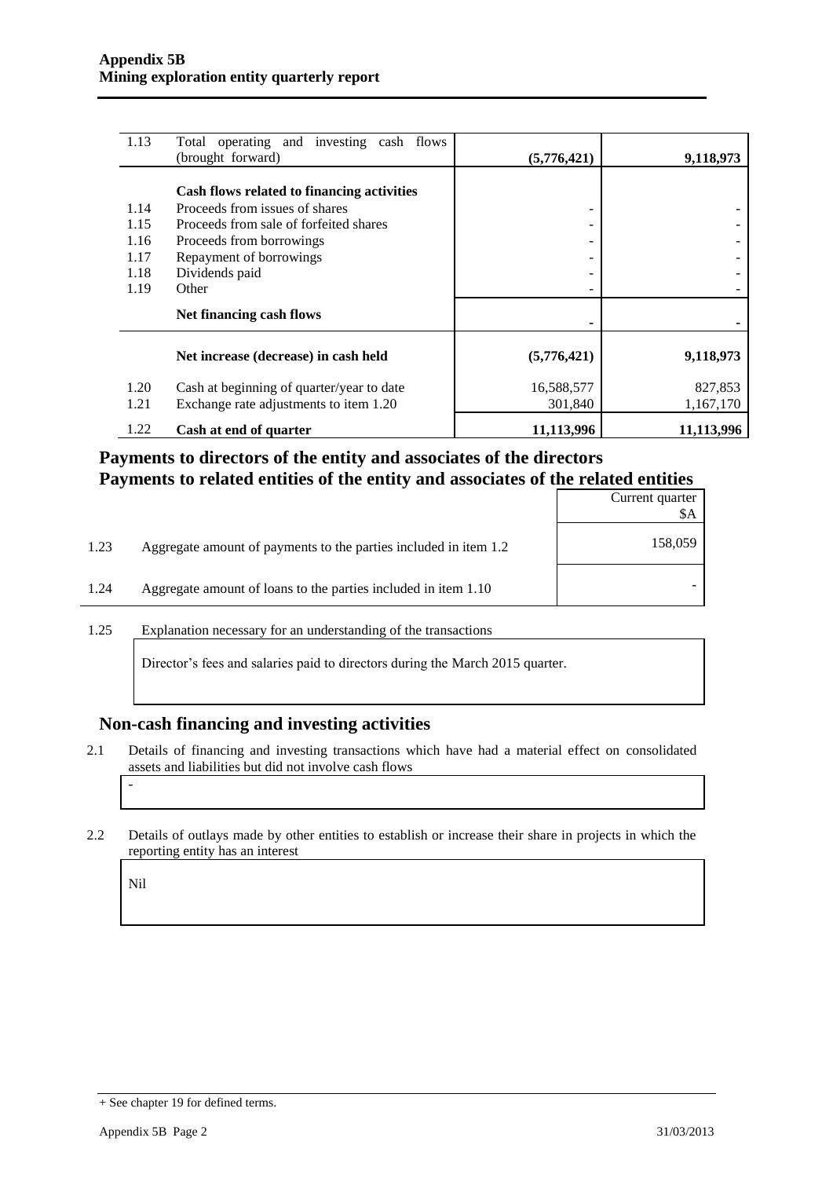| | | | |
|---|---|---|---|
| 1.13 | Total operating and investing cash flows (brought forward) | **(5,776,421)** | **9,118,973** |
| | **Cash flows related to financing activities** | | |
| 1.14 | Proceeds from issues of shares | - | - |
| 1.15 | Proceeds from sale of forfeited shares | - | - |
| 1.16 | Proceeds from borrowings | - | - |
| 1.17 | Repayment of borrowings | - | - |
| 1.18 | Dividends paid | - | - |
| 1.19 | Other | - | - |
| | **Net financing cash flows** | **-** | **-** |
| | **Net increase (decrease) in cash held** | **(5,776,421)** | **9,118,973** |
| 1.20 | Cash at beginning of quarter/year to date | 16,588,577 | 827,853 |
| 1.21 | Exchange rate adjustments to item 1.20 | 301,840 | 1,167,170 |
| 1.22 | **Cash at end of quarter** | **11,113,996** | **11,113,996** |

## Payments to directors of the entity and associates of the directors
## Payments to related entities of the entity and associates of the related entities

| | | Current quarter $A |
|---|---|---|
| 1.23 | Aggregate amount of payments to the parties included in item 1.2 | 158,059 |
| 1.24 | Aggregate amount of loans to the parties included in item 1.10 | - |

1.25 Explanation necessary for an understanding of the transactions

Director's fees and salaries paid to directors during the March 2015 quarter.

## Non-cash financing and investing activities

2.1 Details of financing and investing transactions which have had a material effect on consolidated assets and liabilities but did not involve cash flows

-

2.2 Details of outlays made by other entities to establish or increase their share in projects in which the reporting entity has an interest

Nil

+ See chapter 19 for defined terms.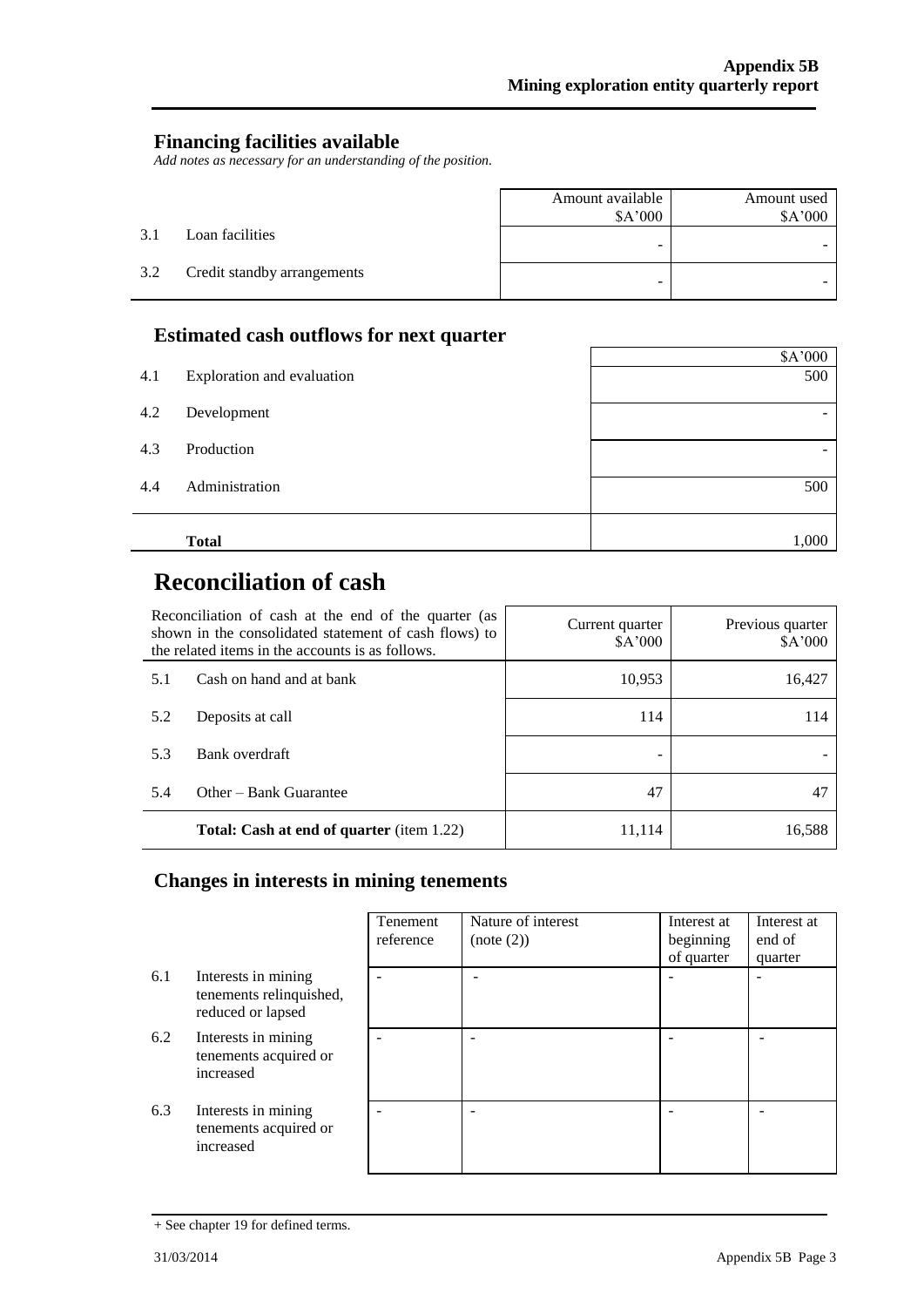## Financing facilities available

*Add notes as necessary for an understanding of the position.*

| | | Amount available $A'000 | Amount used $A'000 |
|---|---|---|---|
| 3.1 | Loan facilities | - | - |
| 3.2 | Credit standby arrangements | - | - |

## Estimated cash outflows for next quarter

| | | $A'000 |
|---|---|---|
| 4.1 | Exploration and evaluation | 500 |
| 4.2 | Development | - |
| 4.3 | Production | - |
| 4.4 | Administration | 500 |
| | **Total** | 1,000 |

# Reconciliation of cash

| Reconciliation of cash at the end of the quarter (as shown in the consolidated statement of cash flows) to the related items in the accounts is as follows. | | Current quarter $A'000 | Previous quarter $A'000 |
|---|---|---|---|
| 5.1 | Cash on hand and at bank | 10,953 | 16,427 |
| 5.2 | Deposits at call | 114 | 114 |
| 5.3 | Bank overdraft | - | - |
| 5.4 | Other – Bank Guarantee | 47 | 47 |
| | **Total: Cash at end of quarter** (item 1.22) | 11,114 | 16,588 |

## Changes in interests in mining tenements

| | | Tenement reference | Nature of interest (note (2)) | Interest at beginning of quarter | Interest at end of quarter |
|---|---|---|---|---|---|
| 6.1 | Interests in mining tenements relinquished, reduced or lapsed | - | - | - | - |
| 6.2 | Interests in mining tenements acquired or increased | - | - | - | - |
| 6.3 | Interests in mining tenements acquired or increased | - | - | - | - |

+ See chapter 19 for defined terms.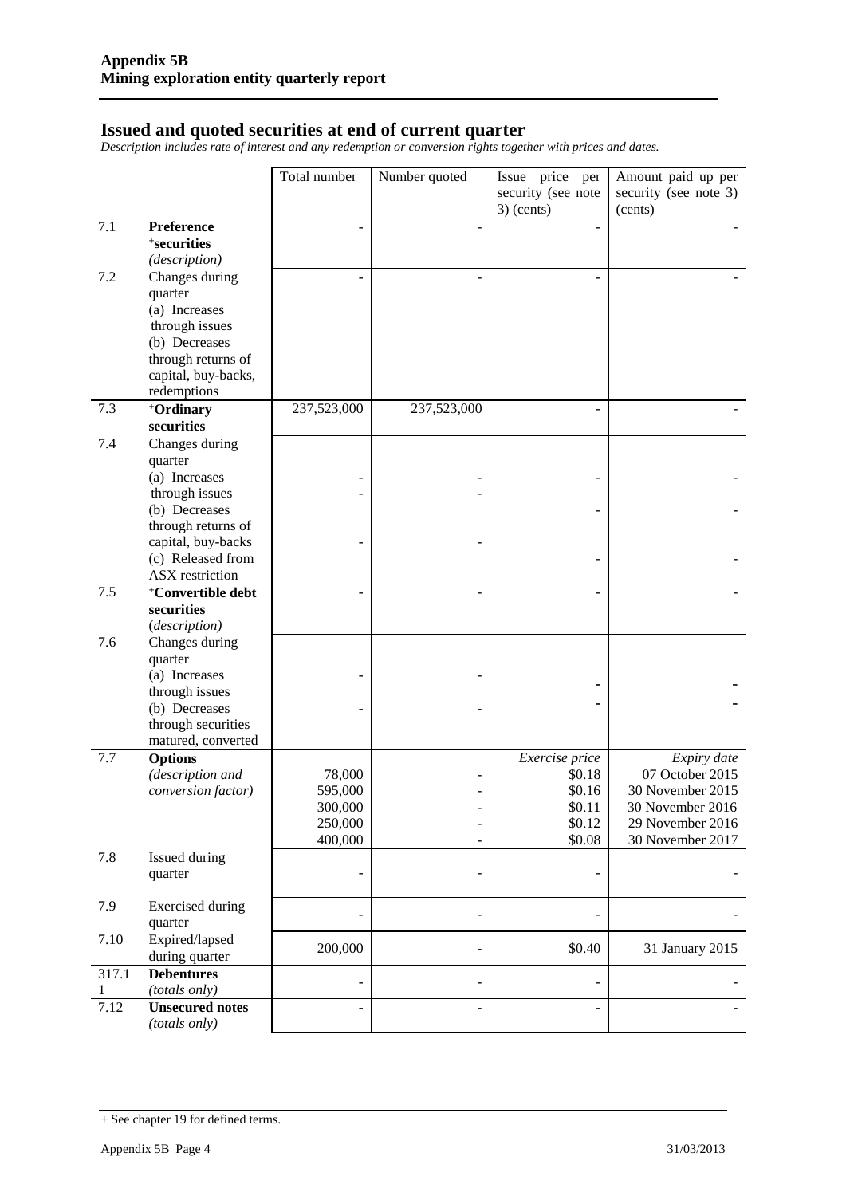## Issued and quoted securities at end of current quarter

*Description includes rate of interest and any redemption or conversion rights together with prices and dates.*

| | | Total number | Number quoted | Issue price per security (see note 3) (cents) | Amount paid up per security (see note 3) (cents) |
|---|---|---|---|---|---|
| 7.1 | **Preference +securities** *(description)* | - | - | - | - |
| 7.2 | Changes during quarter (a) Increases through issues (b) Decreases through returns of capital, buy-backs, redemptions | - | - | - | - |
| 7.3 | **+Ordinary securities** | 237,523,000 | 237,523,000 | - | - |
| 7.4 | Changes during quarter (a) Increases through issues (b) Decreases through returns of capital, buy-backs (c) Released from ASX restriction | - - - | - - - | - - - | - - - |
| 7.5 | **+Convertible debt securities** *(description)* | - | - | - | - |
| 7.6 | Changes during quarter (a) Increases through issues (b) Decreases through securities matured, converted | - - | - - | - - | - - |
| 7.7 | **Options** *(description and conversion factor)* | 78,000 595,000 300,000 250,000 400,000 | - - - - - | *Exercise price* \$0.18 \$0.16 \$0.11 \$0.12 \$0.08 | *Expiry date* 07 October 2015 30 November 2015 30 November 2016 29 November 2016 30 November 2017 |
| 7.8 | Issued during quarter | - | - | - | - |
| 7.9 | Exercised during quarter | - | - | - | - |
| 7.10 | Expired/lapsed during quarter | 200,000 | - | \$0.40 | 31 January 2015 |
| 317.1 | **Debentures** *(totals only)* | - | - | - | - |
| 7.12 | **Unsecured notes** *(totals only)* | - | - | - | - |

+ See chapter 19 for defined terms.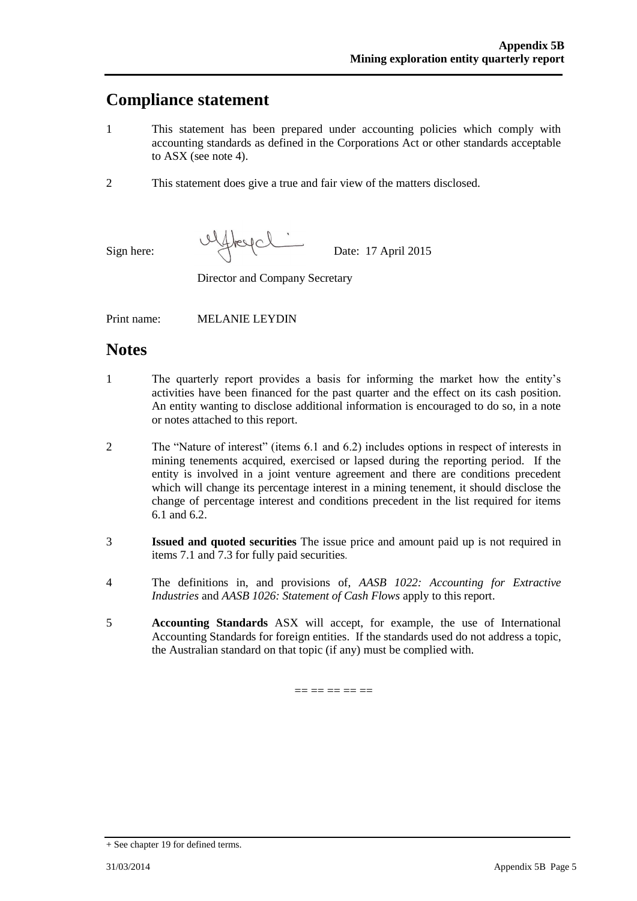## Compliance statement

1. This statement has been prepared under accounting policies which comply with accounting standards as defined in the Corporations Act or other standards acceptable to ASX (see note 4).

2. This statement does give a true and fair view of the matters disclosed.

Sign here: Date: 17 April 2015

Director and Company Secretary

Print name: MELANIE LEYDIN

## Notes

1. The quarterly report provides a basis for informing the market how the entity's activities have been financed for the past quarter and the effect on its cash position. An entity wanting to disclose additional information is encouraged to do so, in a note or notes attached to this report.

2. The "Nature of interest" (items 6.1 and 6.2) includes options in respect of interests in mining tenements acquired, exercised or lapsed during the reporting period. If the entity is involved in a joint venture agreement and there are conditions precedent which will change its percentage interest in a mining tenement, it should disclose the change of percentage interest and conditions precedent in the list required for items 6.1 and 6.2.

3. **Issued and quoted securities** The issue price and amount paid up is not required in items 7.1 and 7.3 for fully paid securities.

4. The definitions in, and provisions of, *AASB 1022: Accounting for Extractive Industries* and *AASB 1026: Statement of Cash Flows* apply to this report.

5. **Accounting Standards** ASX will accept, for example, the use of International Accounting Standards for foreign entities. If the standards used do not address a topic, the Australian standard on that topic (if any) must be complied with.

== == == == ==

+ See chapter 19 for defined terms.